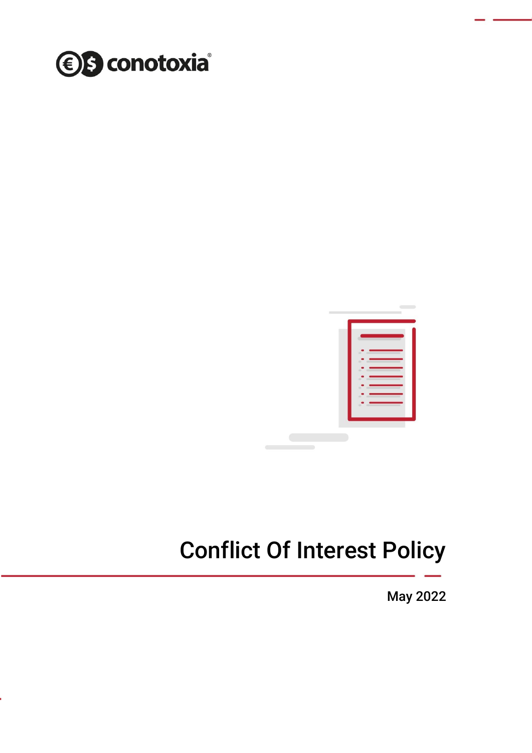conotoxia®

# Conflict Of Interest Policy

May 2022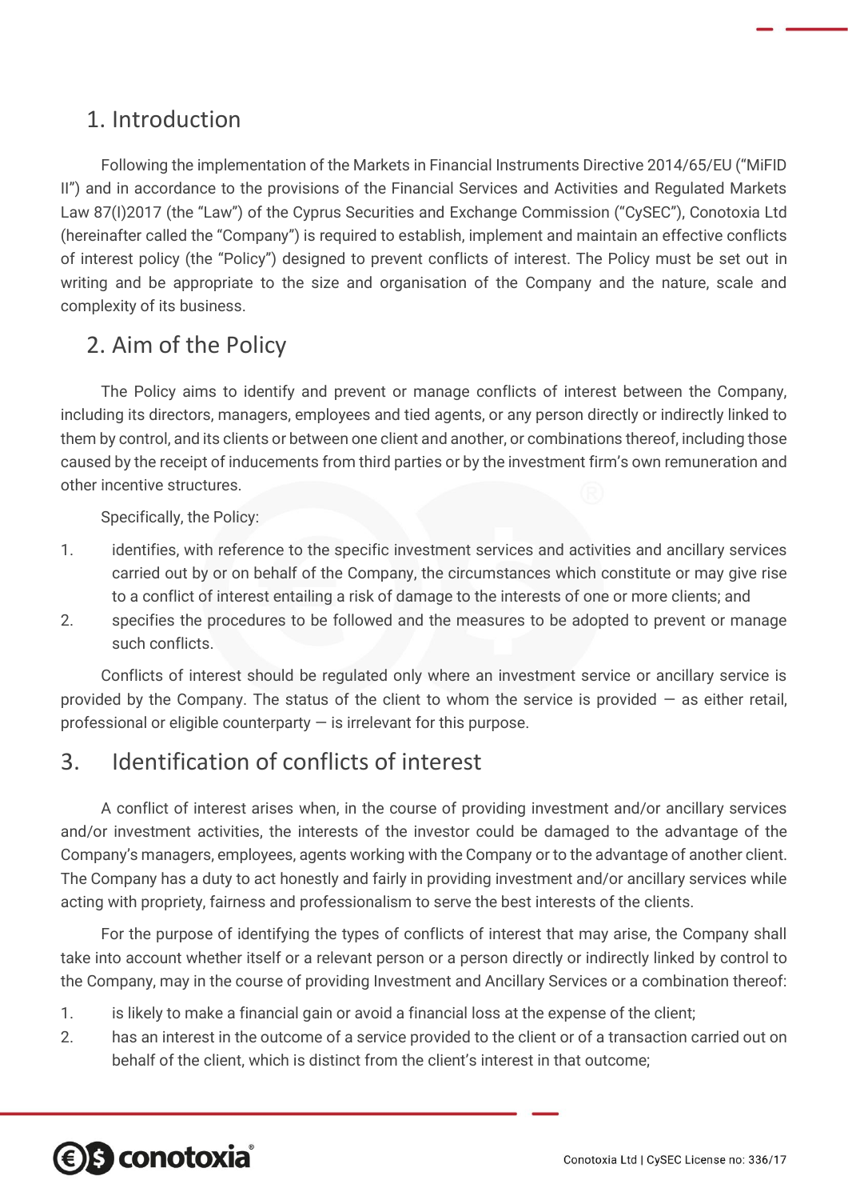## 1. Introduction

Following the implementation of the Markets in Financial Instruments Directive 2014/65/EU ("MiFID II") and in accordance to the provisions of the Financial Services and Activities and Regulated Markets Law 87(I)2017 (the "Law") of the Cyprus Securities and Exchange Commission ("CySEC"), Conotoxia Ltd (hereinafter called the "Company") is required to establish, implement and maintain an effective conflicts of interest policy (the "Policy") designed to prevent conflicts of interest. The Policy must be set out in writing and be appropriate to the size and organisation of the Company and the nature, scale and complexity of its business.

## 2. Aim of the Policy

The Policy aims to identify and prevent or manage conflicts of interest between the Company, including its directors, managers, employees and tied agents, or any person directly or indirectly linked to them by control, and its clients or between one client and another, or combinations thereof, including those caused by the receipt of inducements from third parties or by the investment firm's own remuneration and other incentive structures.

Specifically, the Policy:

1. identifies, with reference to the specific investment services and activities and ancillary services carried out by or on behalf of the Company, the circumstances which constitute or may give rise to a conflict of interest entailing a risk of damage to the interests of one or more clients; and
2. specifies the procedures to be followed and the measures to be adopted to prevent or manage such conflicts.

Conflicts of interest should be regulated only where an investment service or ancillary service is provided by the Company. The status of the client to whom the service is provided — as either retail, professional or eligible counterparty — is irrelevant for this purpose.

## 3. Identification of conflicts of interest

A conflict of interest arises when, in the course of providing investment and/or ancillary services and/or investment activities, the interests of the investor could be damaged to the advantage of the Company's managers, employees, agents working with the Company or to the advantage of another client. The Company has a duty to act honestly and fairly in providing investment and/or ancillary services while acting with propriety, fairness and professionalism to serve the best interests of the clients.

For the purpose of identifying the types of conflicts of interest that may arise, the Company shall take into account whether itself or a relevant person or a person directly or indirectly linked by control to the Company, may in the course of providing Investment and Ancillary Services or a combination thereof:

1. is likely to make a financial gain or avoid a financial loss at the expense of the client;
2. has an interest in the outcome of a service provided to the client or of a transaction carried out on behalf of the client, which is distinct from the client's interest in that outcome;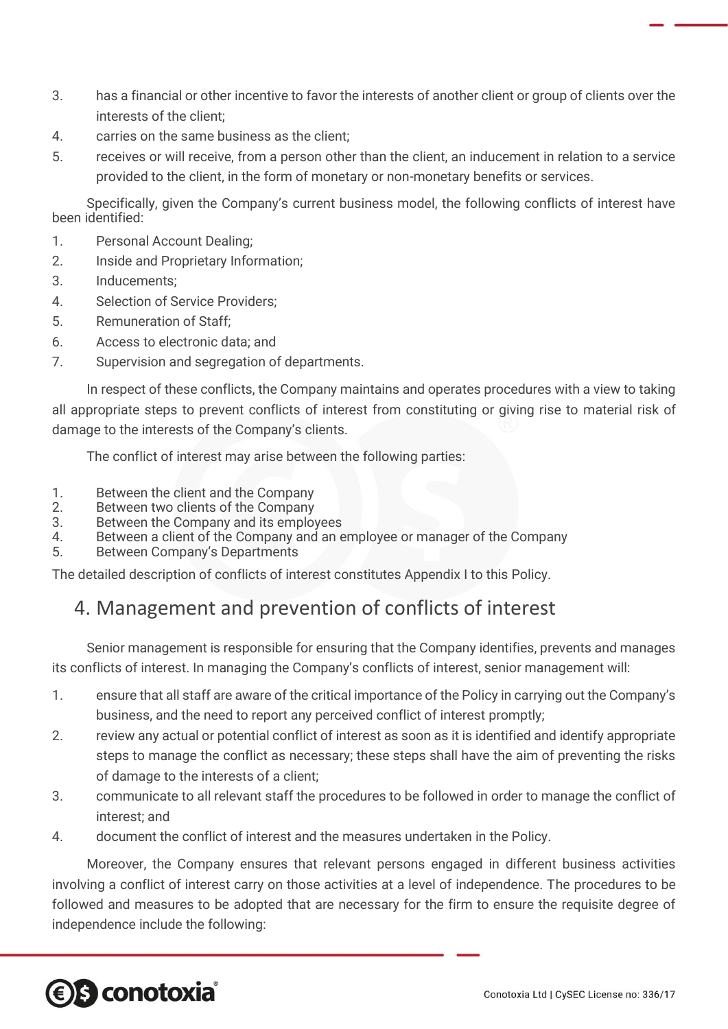3. has a financial or other incentive to favor the interests of another client or group of clients over the interests of the client;
4. carries on the same business as the client;
5. receives or will receive, from a person other than the client, an inducement in relation to a service provided to the client, in the form of monetary or non-monetary benefits or services.

Specifically, given the Company's current business model, the following conflicts of interest have been identified:

1. Personal Account Dealing;
2. Inside and Proprietary Information;
3. Inducements;
4. Selection of Service Providers;
5. Remuneration of Staff;
6. Access to electronic data; and
7. Supervision and segregation of departments.

In respect of these conflicts, the Company maintains and operates procedures with a view to taking all appropriate steps to prevent conflicts of interest from constituting or giving rise to material risk of damage to the interests of the Company's clients.

The conflict of interest may arise between the following parties:

1. Between the client and the Company
2. Between two clients of the Company
3. Between the Company and its employees
4. Between a client of the Company and an employee or manager of the Company
5. Between Company's Departments

The detailed description of conflicts of interest constitutes Appendix I to this Policy.

## 4. Management and prevention of conflicts of interest

Senior management is responsible for ensuring that the Company identifies, prevents and manages its conflicts of interest. In managing the Company's conflicts of interest, senior management will:

1. ensure that all staff are aware of the critical importance of the Policy in carrying out the Company's business, and the need to report any perceived conflict of interest promptly;
2. review any actual or potential conflict of interest as soon as it is identified and identify appropriate steps to manage the conflict as necessary; these steps shall have the aim of preventing the risks of damage to the interests of a client;
3. communicate to all relevant staff the procedures to be followed in order to manage the conflict of interest; and
4. document the conflict of interest and the measures undertaken in the Policy.

Moreover, the Company ensures that relevant persons engaged in different business activities involving a conflict of interest carry on those activities at a level of independence. The procedures to be followed and measures to be adopted that are necessary for the firm to ensure the requisite degree of independence include the following: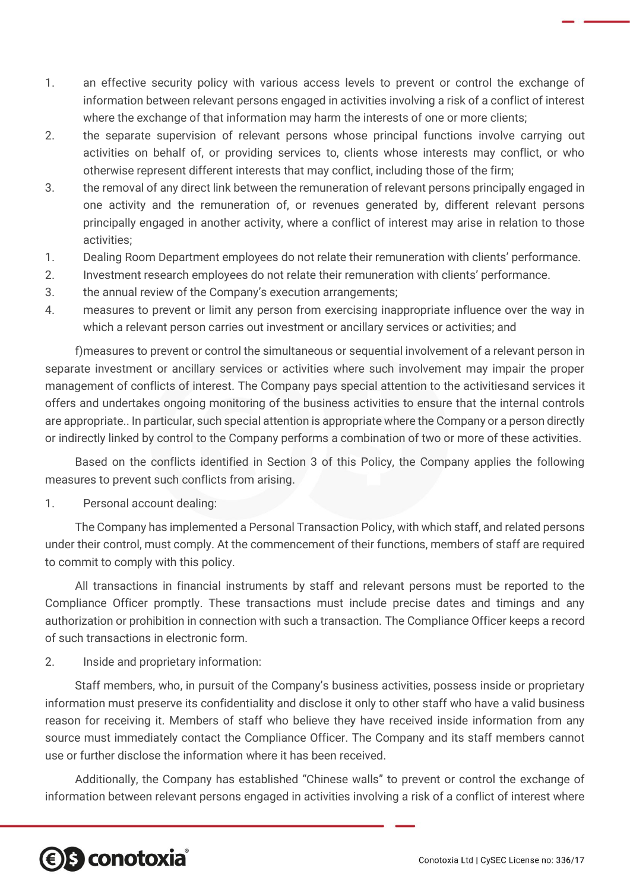1. an effective security policy with various access levels to prevent or control the exchange of information between relevant persons engaged in activities involving a risk of a conflict of interest where the exchange of that information may harm the interests of one or more clients;
2. the separate supervision of relevant persons whose principal functions involve carrying out activities on behalf of, or providing services to, clients whose interests may conflict, or who otherwise represent different interests that may conflict, including those of the firm;
3. the removal of any direct link between the remuneration of relevant persons principally engaged in one activity and the remuneration of, or revenues generated by, different relevant persons principally engaged in another activity, where a conflict of interest may arise in relation to those activities;

1. Dealing Room Department employees do not relate their remuneration with clients' performance.
2. Investment research employees do not relate their remuneration with clients' performance.
3. the annual review of the Company's execution arrangements;
4. measures to prevent or limit any person from exercising inappropriate influence over the way in which a relevant person carries out investment or ancillary services or activities; and

f)measures to prevent or control the simultaneous or sequential involvement of a relevant person in separate investment or ancillary services or activities where such involvement may impair the proper management of conflicts of interest. The Company pays special attention to the activitiesand services it offers and undertakes ongoing monitoring of the business activities to ensure that the internal controls are appropriate.. In particular, such special attention is appropriate where the Company or a person directly or indirectly linked by control to the Company performs a combination of two or more of these activities.

Based on the conflicts identified in Section 3 of this Policy, the Company applies the following measures to prevent such conflicts from arising.

1. Personal account dealing:

The Company has implemented a Personal Transaction Policy, with which staff, and related persons under their control, must comply. At the commencement of their functions, members of staff are required to commit to comply with this policy.

All transactions in financial instruments by staff and relevant persons must be reported to the Compliance Officer promptly. These transactions must include precise dates and timings and any authorization or prohibition in connection with such a transaction. The Compliance Officer keeps a record of such transactions in electronic form.

2. Inside and proprietary information:

Staff members, who, in pursuit of the Company's business activities, possess inside or proprietary information must preserve its confidentiality and disclose it only to other staff who have a valid business reason for receiving it. Members of staff who believe they have received inside information from any source must immediately contact the Compliance Officer. The Company and its staff members cannot use or further disclose the information where it has been received.

Additionally, the Company has established "Chinese walls" to prevent or control the exchange of information between relevant persons engaged in activities involving a risk of a conflict of interest where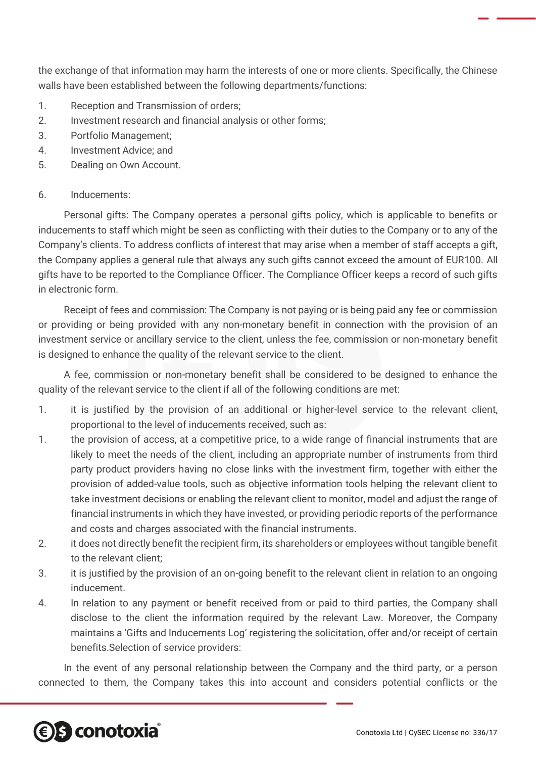the exchange of that information may harm the interests of one or more clients. Specifically, the Chinese walls have been established between the following departments/functions:

1. Reception and Transmission of orders;
2. Investment research and financial analysis or other forms;
3. Portfolio Management;
4. Investment Advice; and
5. Dealing on Own Account.

6. Inducements:

Personal gifts: The Company operates a personal gifts policy, which is applicable to benefits or inducements to staff which might be seen as conflicting with their duties to the Company or to any of the Company's clients. To address conflicts of interest that may arise when a member of staff accepts a gift, the Company applies a general rule that always any such gifts cannot exceed the amount of EUR100. All gifts have to be reported to the Compliance Officer. The Compliance Officer keeps a record of such gifts in electronic form.

Receipt of fees and commission: The Company is not paying or is being paid any fee or commission or providing or being provided with any non-monetary benefit in connection with the provision of an investment service or ancillary service to the client, unless the fee, commission or non-monetary benefit is designed to enhance the quality of the relevant service to the client.

A fee, commission or non-monetary benefit shall be considered to be designed to enhance the quality of the relevant service to the client if all of the following conditions are met:

1. it is justified by the provision of an additional or higher-level service to the relevant client, proportional to the level of inducements received, such as:
1. the provision of access, at a competitive price, to a wide range of financial instruments that are likely to meet the needs of the client, including an appropriate number of instruments from third party product providers having no close links with the investment firm, together with either the provision of added-value tools, such as objective information tools helping the relevant client to take investment decisions or enabling the relevant client to monitor, model and adjust the range of financial instruments in which they have invested, or providing periodic reports of the performance and costs and charges associated with the financial instruments.
2. it does not directly benefit the recipient firm, its shareholders or employees without tangible benefit to the relevant client;
3. it is justified by the provision of an on-going benefit to the relevant client in relation to an ongoing inducement.
4. In relation to any payment or benefit received from or paid to third parties, the Company shall disclose to the client the information required by the relevant Law. Moreover, the Company maintains a 'Gifts and Inducements Log' registering the solicitation, offer and/or receipt of certain benefits.Selection of service providers:

In the event of any personal relationship between the Company and the third party, or a person connected to them, the Company takes this into account and considers potential conflicts or the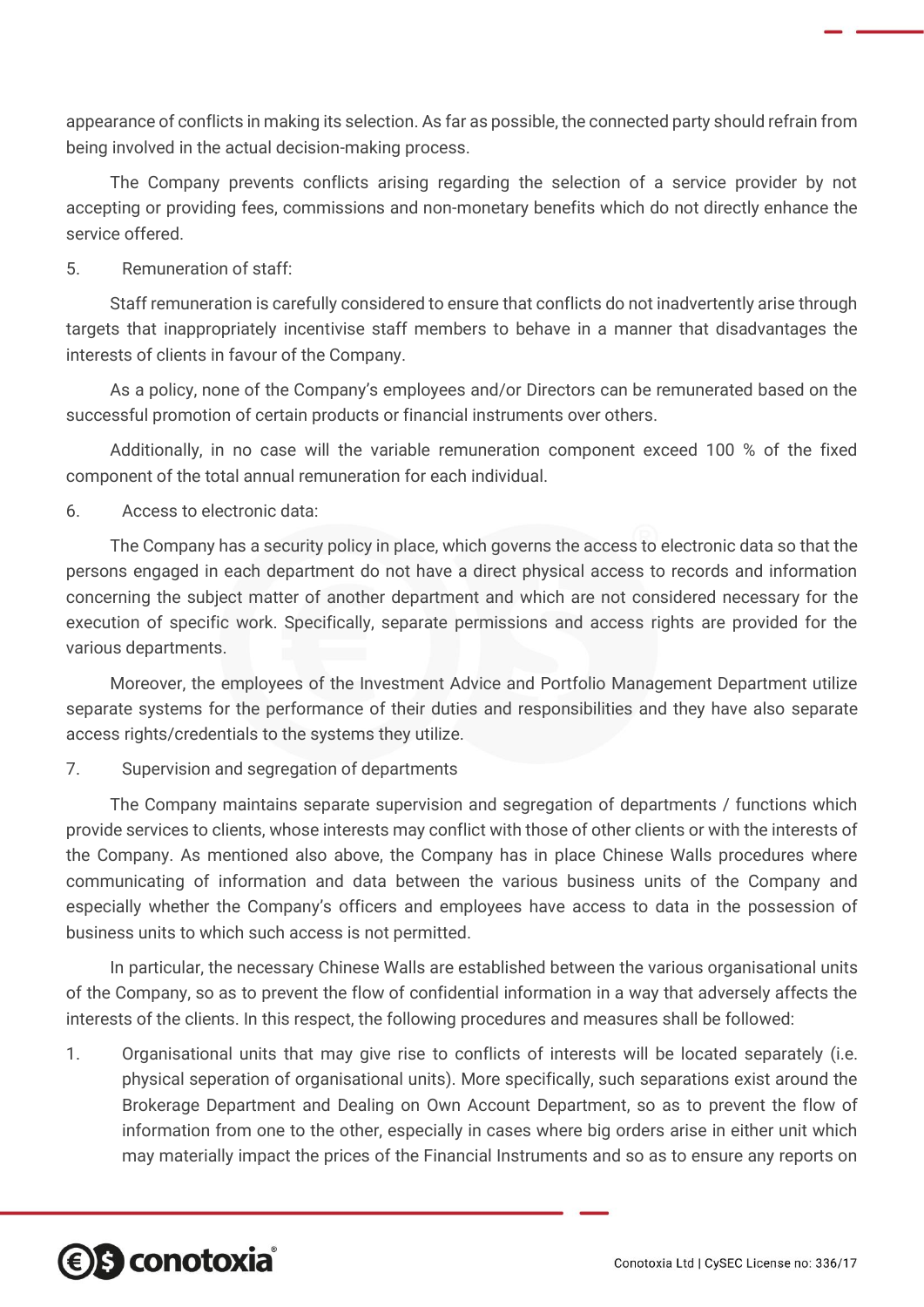appearance of conflicts in making its selection. As far as possible, the connected party should refrain from being involved in the actual decision-making process.

The Company prevents conflicts arising regarding the selection of a service provider by not accepting or providing fees, commissions and non-monetary benefits which do not directly enhance the service offered.

5. Remuneration of staff:

Staff remuneration is carefully considered to ensure that conflicts do not inadvertently arise through targets that inappropriately incentivise staff members to behave in a manner that disadvantages the interests of clients in favour of the Company.

As a policy, none of the Company's employees and/or Directors can be remunerated based on the successful promotion of certain products or financial instruments over others.

Additionally, in no case will the variable remuneration component exceed 100 % of the fixed component of the total annual remuneration for each individual.

6. Access to electronic data:

The Company has a security policy in place, which governs the access to electronic data so that the persons engaged in each department do not have a direct physical access to records and information concerning the subject matter of another department and which are not considered necessary for the execution of specific work. Specifically, separate permissions and access rights are provided for the various departments.

Moreover, the employees of the Investment Advice and Portfolio Management Department utilize separate systems for the performance of their duties and responsibilities and they have also separate access rights/credentials to the systems they utilize.

7. Supervision and segregation of departments

The Company maintains separate supervision and segregation of departments / functions which provide services to clients, whose interests may conflict with those of other clients or with the interests of the Company. As mentioned also above, the Company has in place Chinese Walls procedures where communicating of information and data between the various business units of the Company and especially whether the Company's officers and employees have access to data in the possession of business units to which such access is not permitted.

In particular, the necessary Chinese Walls are established between the various organisational units of the Company, so as to prevent the flow of confidential information in a way that adversely affects the interests of the clients. In this respect, the following procedures and measures shall be followed:

1. Organisational units that may give rise to conflicts of interests will be located separately (i.e. physical seperation of organisational units). More specifically, such separations exist around the Brokerage Department and Dealing on Own Account Department, so as to prevent the flow of information from one to the other, especially in cases where big orders arise in either unit which may materially impact the prices of the Financial Instruments and so as to ensure any reports on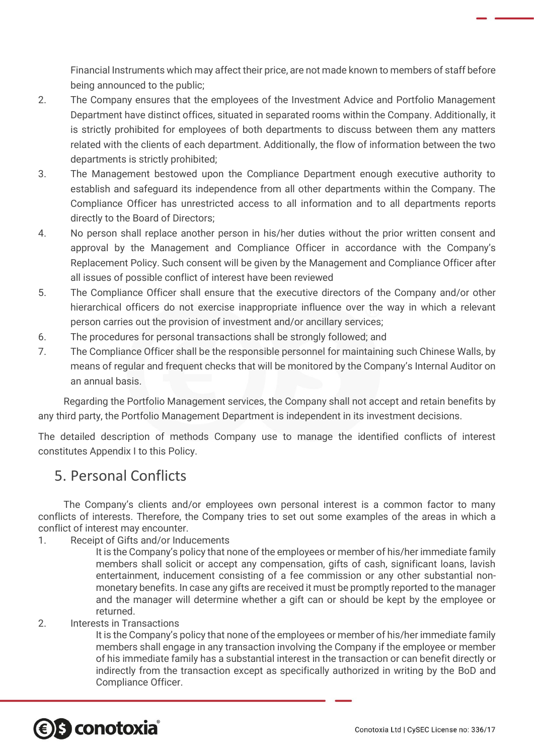Financial Instruments which may affect their price, are not made known to members of staff before being announced to the public;

2. The Company ensures that the employees of the Investment Advice and Portfolio Management Department have distinct offices, situated in separated rooms within the Company. Additionally, it is strictly prohibited for employees of both departments to discuss between them any matters related with the clients of each department. Additionally, the flow of information between the two departments is strictly prohibited;
3. The Management bestowed upon the Compliance Department enough executive authority to establish and safeguard its independence from all other departments within the Company. The Compliance Officer has unrestricted access to all information and to all departments reports directly to the Board of Directors;
4. No person shall replace another person in his/her duties without the prior written consent and approval by the Management and Compliance Officer in accordance with the Company's Replacement Policy. Such consent will be given by the Management and Compliance Officer after all issues of possible conflict of interest have been reviewed
5. The Compliance Officer shall ensure that the executive directors of the Company and/or other hierarchical officers do not exercise inappropriate influence over the way in which a relevant person carries out the provision of investment and/or ancillary services;
6. The procedures for personal transactions shall be strongly followed; and
7. The Compliance Officer shall be the responsible personnel for maintaining such Chinese Walls, by means of regular and frequent checks that will be monitored by the Company's Internal Auditor on an annual basis.

Regarding the Portfolio Management services, the Company shall not accept and retain benefits by any third party, the Portfolio Management Department is independent in its investment decisions.

The detailed description of methods Company use to manage the identified conflicts of interest constitutes Appendix I to this Policy.

## 5. Personal Conflicts

The Company's clients and/or employees own personal interest is a common factor to many conflicts of interests. Therefore, the Company tries to set out some examples of the areas in which a conflict of interest may encounter.

1. Receipt of Gifts and/or Inducements

   It is the Company's policy that none of the employees or member of his/her immediate family members shall solicit or accept any compensation, gifts of cash, significant loans, lavish entertainment, inducement consisting of a fee commission or any other substantial non-monetary benefits. In case any gifts are received it must be promptly reported to the manager and the manager will determine whether a gift can or should be kept by the employee or returned.

2. Interests in Transactions

   It is the Company's policy that none of the employees or member of his/her immediate family members shall engage in any transaction involving the Company if the employee or member of his immediate family has a substantial interest in the transaction or can benefit directly or indirectly from the transaction except as specifically authorized in writing by the BoD and Compliance Officer.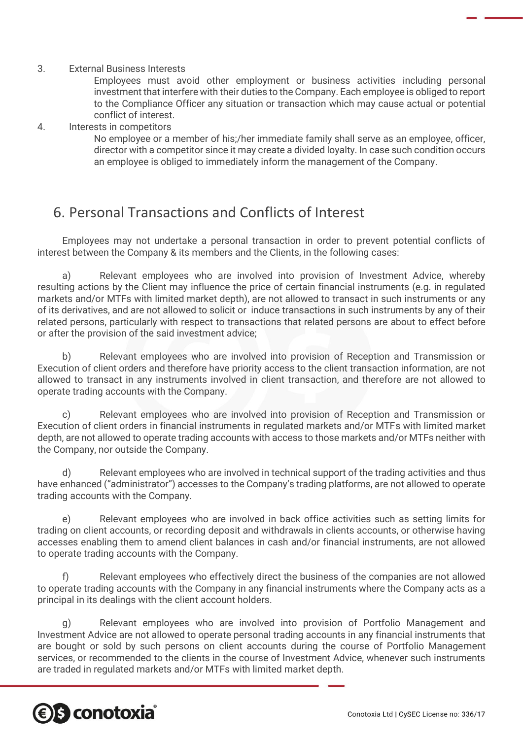3. External Business Interests

   Employees must avoid other employment or business activities including personal investment that interfere with their duties to the Company. Each employee is obliged to report to the Compliance Officer any situation or transaction which may cause actual or potential conflict of interest.

4. Interests in competitors

   No employee or a member of his;/her immediate family shall serve as an employee, officer, director with a competitor since it may create a divided loyalty. In case such condition occurs an employee is obliged to immediately inform the management of the Company.

## 6. Personal Transactions and Conflicts of Interest

Employees may not undertake a personal transaction in order to prevent potential conflicts of interest between the Company & its members and the Clients, in the following cases:

a) Relevant employees who are involved into provision of Investment Advice, whereby resulting actions by the Client may influence the price of certain financial instruments (e.g. in regulated markets and/or MTFs with limited market depth), are not allowed to transact in such instruments or any of its derivatives, and are not allowed to solicit or induce transactions in such instruments by any of their related persons, particularly with respect to transactions that related persons are about to effect before or after the provision of the said investment advice;

b) Relevant employees who are involved into provision of Reception and Transmission or Execution of client orders and therefore have priority access to the client transaction information, are not allowed to transact in any instruments involved in client transaction, and therefore are not allowed to operate trading accounts with the Company.

c) Relevant employees who are involved into provision of Reception and Transmission or Execution of client orders in financial instruments in regulated markets and/or MTFs with limited market depth, are not allowed to operate trading accounts with access to those markets and/or MTFs neither with the Company, nor outside the Company.

d) Relevant employees who are involved in technical support of the trading activities and thus have enhanced ("administrator") accesses to the Company's trading platforms, are not allowed to operate trading accounts with the Company.

e) Relevant employees who are involved in back office activities such as setting limits for trading on client accounts, or recording deposit and withdrawals in clients accounts, or otherwise having accesses enabling them to amend client balances in cash and/or financial instruments, are not allowed to operate trading accounts with the Company.

f) Relevant employees who effectively direct the business of the companies are not allowed to operate trading accounts with the Company in any financial instruments where the Company acts as a principal in its dealings with the client account holders.

g) Relevant employees who are involved into provision of Portfolio Management and Investment Advice are not allowed to operate personal trading accounts in any financial instruments that are bought or sold by such persons on client accounts during the course of Portfolio Management services, or recommended to the clients in the course of Investment Advice, whenever such instruments are traded in regulated markets and/or MTFs with limited market depth.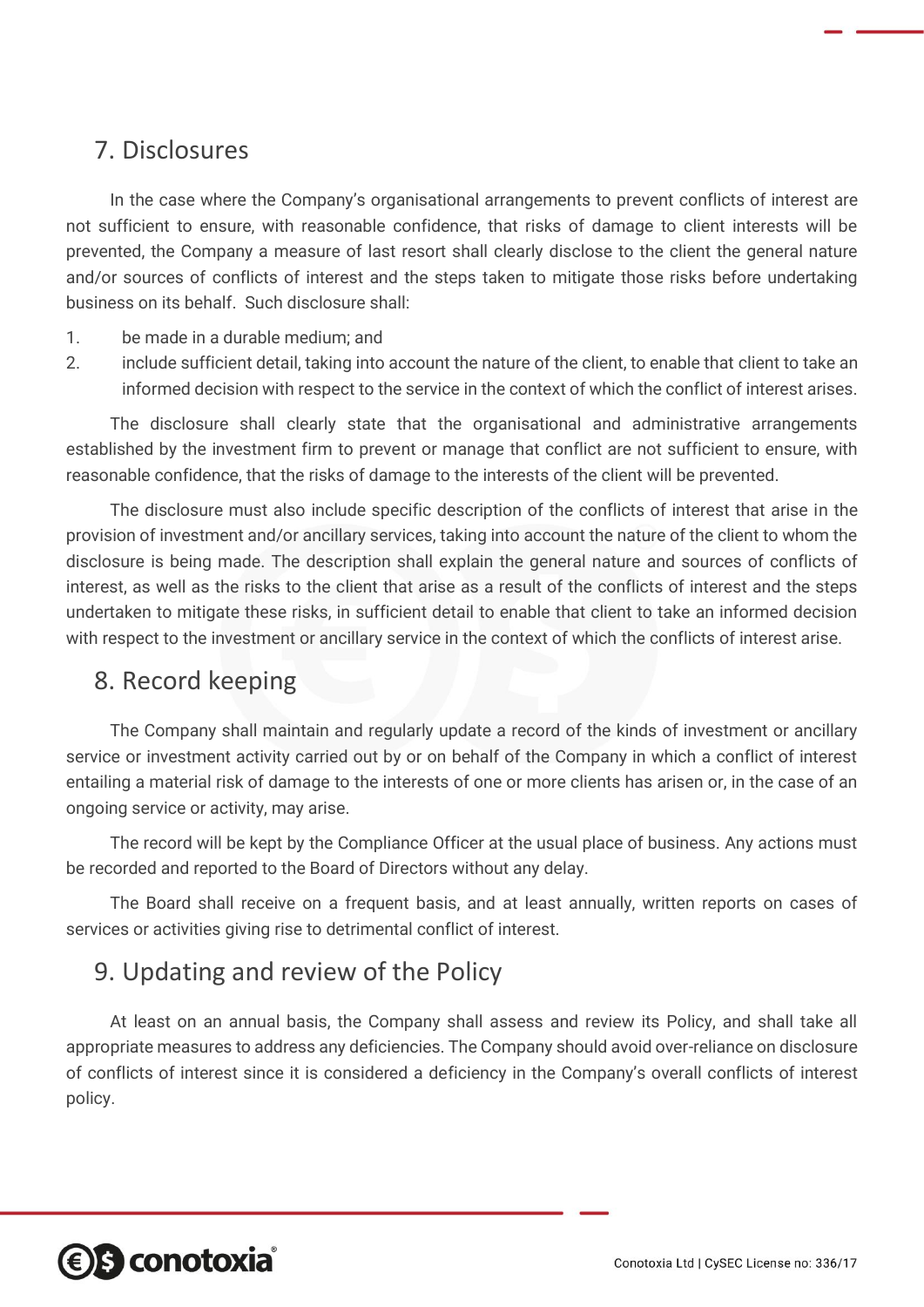## 7. Disclosures

In the case where the Company's organisational arrangements to prevent conflicts of interest are not sufficient to ensure, with reasonable confidence, that risks of damage to client interests will be prevented, the Company a measure of last resort shall clearly disclose to the client the general nature and/or sources of conflicts of interest and the steps taken to mitigate those risks before undertaking business on its behalf. Such disclosure shall:

1. be made in a durable medium; and
2. include sufficient detail, taking into account the nature of the client, to enable that client to take an informed decision with respect to the service in the context of which the conflict of interest arises.

The disclosure shall clearly state that the organisational and administrative arrangements established by the investment firm to prevent or manage that conflict are not sufficient to ensure, with reasonable confidence, that the risks of damage to the interests of the client will be prevented.

The disclosure must also include specific description of the conflicts of interest that arise in the provision of investment and/or ancillary services, taking into account the nature of the client to whom the disclosure is being made. The description shall explain the general nature and sources of conflicts of interest, as well as the risks to the client that arise as a result of the conflicts of interest and the steps undertaken to mitigate these risks, in sufficient detail to enable that client to take an informed decision with respect to the investment or ancillary service in the context of which the conflicts of interest arise.

## 8. Record keeping

The Company shall maintain and regularly update a record of the kinds of investment or ancillary service or investment activity carried out by or on behalf of the Company in which a conflict of interest entailing a material risk of damage to the interests of one or more clients has arisen or, in the case of an ongoing service or activity, may arise.

The record will be kept by the Compliance Officer at the usual place of business. Any actions must be recorded and reported to the Board of Directors without any delay.

The Board shall receive on a frequent basis, and at least annually, written reports on cases of services or activities giving rise to detrimental conflict of interest.

## 9. Updating and review of the Policy

At least on an annual basis, the Company shall assess and review its Policy, and shall take all appropriate measures to address any deficiencies. The Company should avoid over-reliance on disclosure of conflicts of interest since it is considered a deficiency in the Company's overall conflicts of interest policy.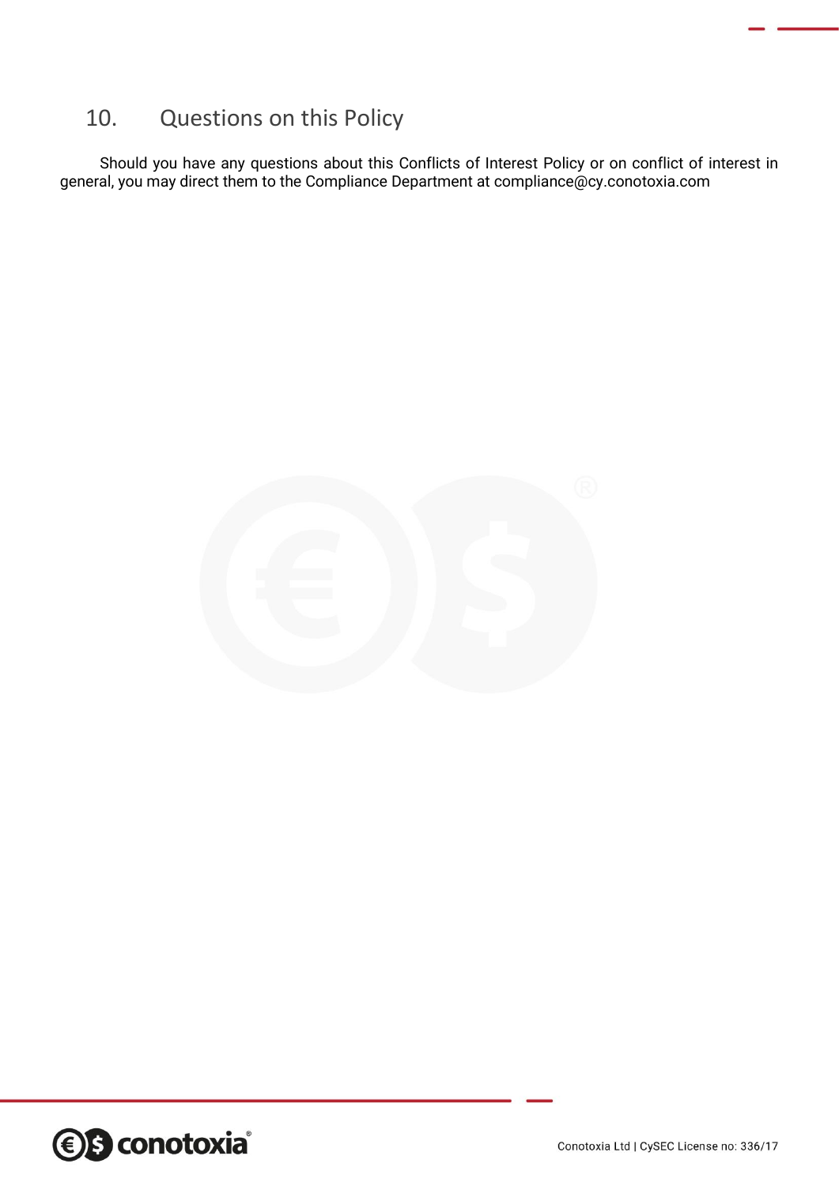## 10. Questions on this Policy

Should you have any questions about this Conflicts of Interest Policy or on conflict of interest in general, you may direct them to the Compliance Department at compliance@cy.conotoxia.com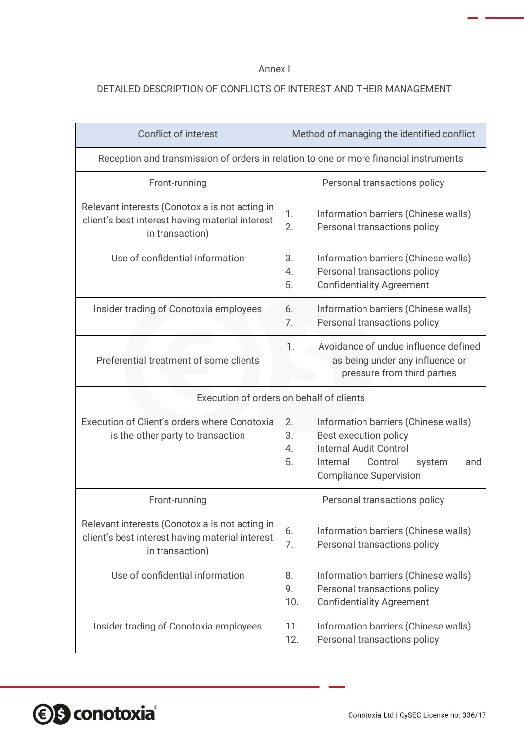Annex I

DETAILED DESCRIPTION OF CONFLICTS OF INTEREST AND THEIR MANAGEMENT

| Conflict of interest | Method of managing the identified conflict |
|---|---|
| Reception and transmission of orders in relation to one or more financial instruments | |
| Front-running | Personal transactions policy |
| Relevant interests (Conotoxia is not acting in client's best interest having material interest in transaction) | 1. Information barriers (Chinese walls)<br>2. Personal transactions policy |
| Use of confidential information | 3. Information barriers (Chinese walls)<br>4. Personal transactions policy<br>5. Confidentiality Agreement |
| Insider trading of Conotoxia employees | 6. Information barriers (Chinese walls)<br>7. Personal transactions policy |
| Preferential treatment of some clients | 1. Avoidance of undue influence defined as being under any influence or pressure from third parties |
| Execution of orders on behalf of clients | |
| Execution of Client's orders where Conotoxia is the other party to transaction | 2. Information barriers (Chinese walls)<br>3. Best execution policy<br>4. Internal Audit Control<br>5. Internal Control system and Compliance Supervision |
| Front-running | Personal transactions policy |
| Relevant interests (Conotoxia is not acting in client's best interest having material interest in transaction) | 6. Information barriers (Chinese walls)<br>7. Personal transactions policy |
| Use of confidential information | 8. Information barriers (Chinese walls)<br>9. Personal transactions policy<br>10. Confidentiality Agreement |
| Insider trading of Conotoxia employees | 11. Information barriers (Chinese walls)<br>12. Personal transactions policy |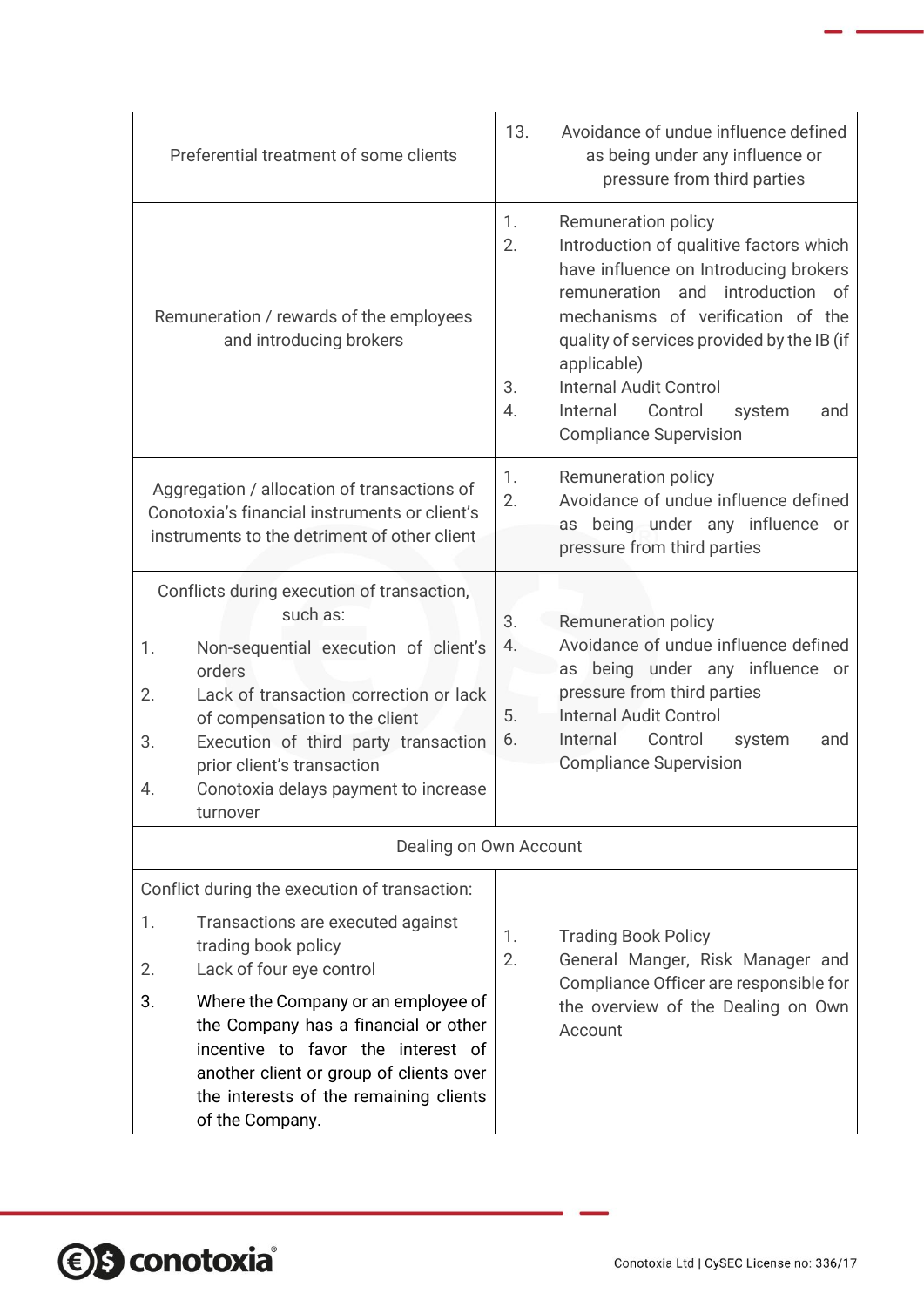| | |
|---|---|
| Preferential treatment of some clients | 13. Avoidance of undue influence defined as being under any influence or pressure from third parties |
| Remuneration / rewards of the employees and introducing brokers | 1. Remuneration policy<br>2. Introduction of qualitive factors which have influence on Introducing brokers remuneration and introduction of mechanisms of verification of the quality of services provided by the IB (if applicable)<br>3. Internal Audit Control<br>4. Internal Control system and Compliance Supervision |
| Aggregation / allocation of transactions of Conotoxia's financial instruments or client's instruments to the detriment of other client | 1. Remuneration policy<br>2. Avoidance of undue influence defined as being under any influence or pressure from third parties |
| Conflicts during execution of transaction, such as:<br>1. Non-sequential execution of client's orders<br>2. Lack of transaction correction or lack of compensation to the client<br>3. Execution of third party transaction prior client's transaction<br>4. Conotoxia delays payment to increase turnover | 3. Remuneration policy<br>4. Avoidance of undue influence defined as being under any influence or pressure from third parties<br>5. Internal Audit Control<br>6. Internal Control system and Compliance Supervision |
| **Dealing on Own Account** | |
| Conflict during the execution of transaction:<br>1. Transactions are executed against trading book policy<br>2. Lack of four eye control<br>3. Where the Company or an employee of the Company has a financial or other incentive to favor the interest of another client or group of clients over the interests of the remaining clients of the Company. | 1. Trading Book Policy<br>2. General Manger, Risk Manager and Compliance Officer are responsible for the overview of the Dealing on Own Account |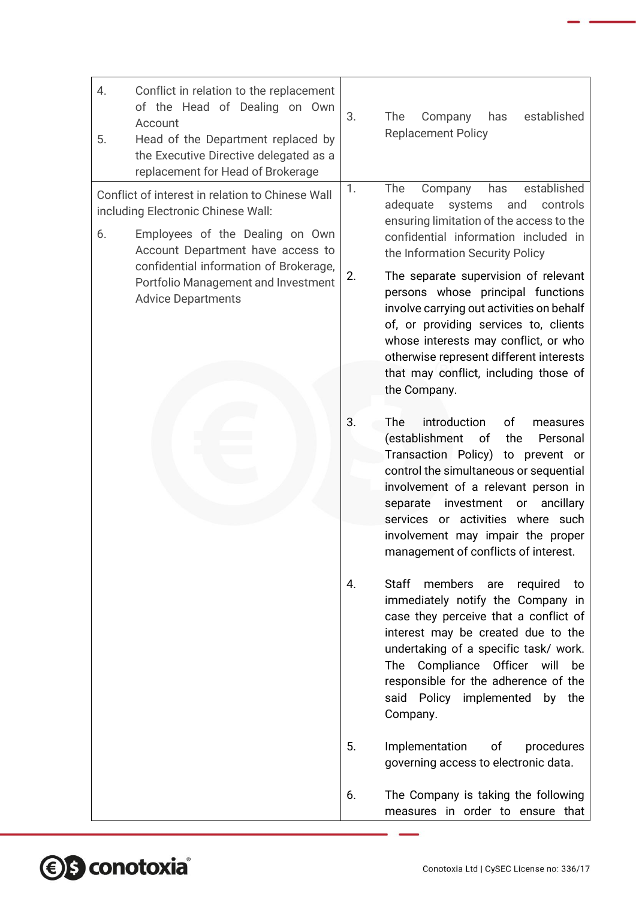| | |
|---|---|
| 4. Conflict in relation to the replacement of the Head of Dealing on Own Account<br>5. Head of the Department replaced by the Executive Directive delegated as a replacement for Head of Brokerage | 3. The Company has established Replacement Policy |
| Conflict of interest in relation to Chinese Wall including Electronic Chinese Wall:<br><br>6. Employees of the Dealing on Own Account Department have access to confidential information of Brokerage, Portfolio Management and Investment Advice Departments | 1. The Company has established adequate systems and controls ensuring limitation of the access to the confidential information included in the Information Security Policy<br><br>2. The separate supervision of relevant persons whose principal functions involve carrying out activities on behalf of, or providing services to, clients whose interests may conflict, or who otherwise represent different interests that may conflict, including those of the Company.<br><br>3. The introduction of measures (establishment of the Personal Transaction Policy) to prevent or control the simultaneous or sequential involvement of a relevant person in separate investment or ancillary services or activities where such involvement may impair the proper management of conflicts of interest.<br><br>4. Staff members are required to immediately notify the Company in case they perceive that a conflict of interest may be created due to the undertaking of a specific task/ work. The Compliance Officer will be responsible for the adherence of the said Policy implemented by the Company.<br><br>5. Implementation of procedures governing access to electronic data.<br><br>6. The Company is taking the following measures in order to ensure that |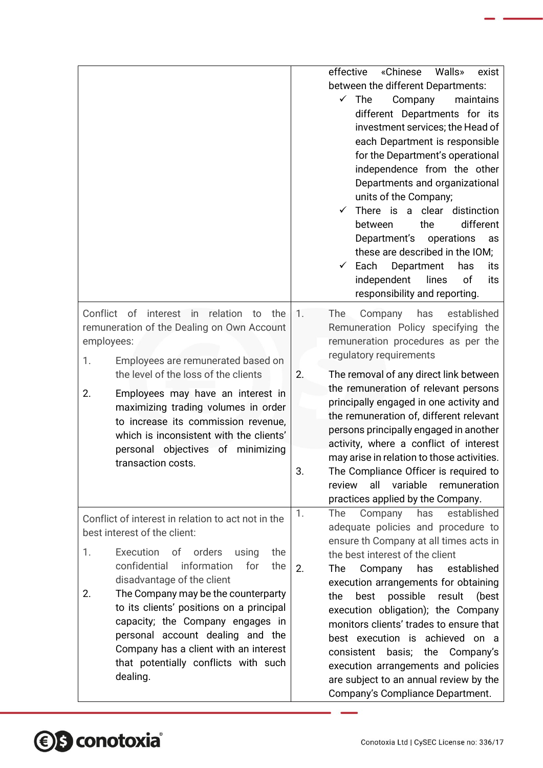| | |
|---|---|
| | effective «Chinese Walls» exist between the different Departments:<br>✓ The Company maintains different Departments for its investment services; the Head of each Department is responsible for the Department's operational independence from the other Departments and organizational units of the Company;<br>✓ There is a clear distinction between the different Department's operations as these are described in the IOM;<br>✓ Each Department has its independent lines of its responsibility and reporting. |
| Conflict of interest in relation to the remuneration of the Dealing on Own Account employees:<br>1. Employees are remunerated based on the level of the loss of the clients<br>2. Employees may have an interest in maximizing trading volumes in order to increase its commission revenue, which is inconsistent with the clients' personal objectives of minimizing transaction costs. | 1. The Company has established Remuneration Policy specifying the remuneration procedures as per the regulatory requirements<br>2. The removal of any direct link between the remuneration of relevant persons principally engaged in one activity and the remuneration of, different relevant persons principally engaged in another activity, where a conflict of interest may arise in relation to those activities.<br>3. The Compliance Officer is required to review all variable remuneration practices applied by the Company. |
| Conflict of interest in relation to act not in the best interest of the client:<br>1. Execution of orders using the confidential information for the disadvantage of the client<br>2. The Company may be the counterparty to its clients' positions on a principal capacity; the Company engages in personal account dealing and the Company has a client with an interest that potentially conflicts with such dealing. | 1. The Company has established adequate policies and procedure to ensure th Company at all times acts in the best interest of the client<br>2. The Company has established execution arrangements for obtaining the best possible result (best execution obligation); the Company monitors clients' trades to ensure that best execution is achieved on a consistent basis; the Company's execution arrangements and policies are subject to an annual review by the Company's Compliance Department. |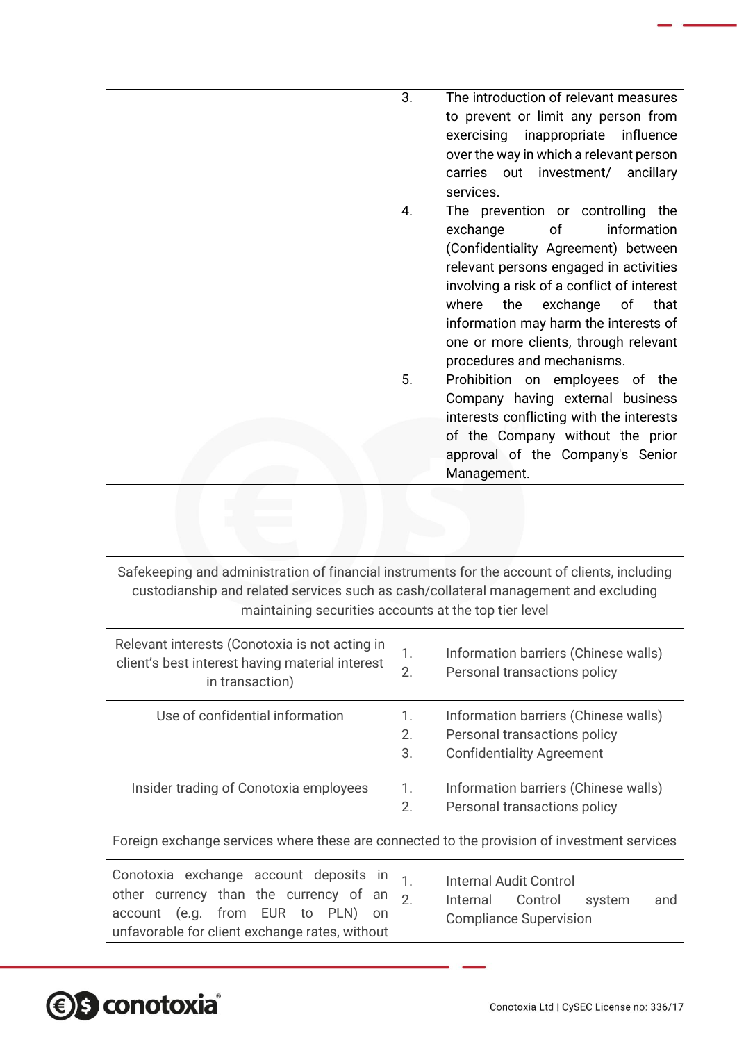| | |
|---|---|
| | 3. The introduction of relevant measures to prevent or limit any person from exercising inappropriate influence over the way in which a relevant person carries out investment/ ancillary services.<br>4. The prevention or controlling the exchange of information (Confidentiality Agreement) between relevant persons engaged in activities involving a risk of a conflict of interest where the exchange of that information may harm the interests of one or more clients, through relevant procedures and mechanisms.<br>5. Prohibition on employees of the Company having external business interests conflicting with the interests of the Company without the prior approval of the Company's Senior Management. |
| | |
| Safekeeping and administration of financial instruments for the account of clients, including custodianship and related services such as cash/collateral management and excluding maintaining securities accounts at the top tier level | |
| Relevant interests (Conotoxia is not acting in client's best interest having material interest in transaction) | 1. Information barriers (Chinese walls)<br>2. Personal transactions policy |
| Use of confidential information | 1. Information barriers (Chinese walls)<br>2. Personal transactions policy<br>3. Confidentiality Agreement |
| Insider trading of Conotoxia employees | 1. Information barriers (Chinese walls)<br>2. Personal transactions policy |
| Foreign exchange services where these are connected to the provision of investment services | |
| Conotoxia exchange account deposits in other currency than the currency of an account (e.g. from EUR to PLN) on unfavorable for client exchange rates, without | 1. Internal Audit Control<br>2. Internal Control system and Compliance Supervision |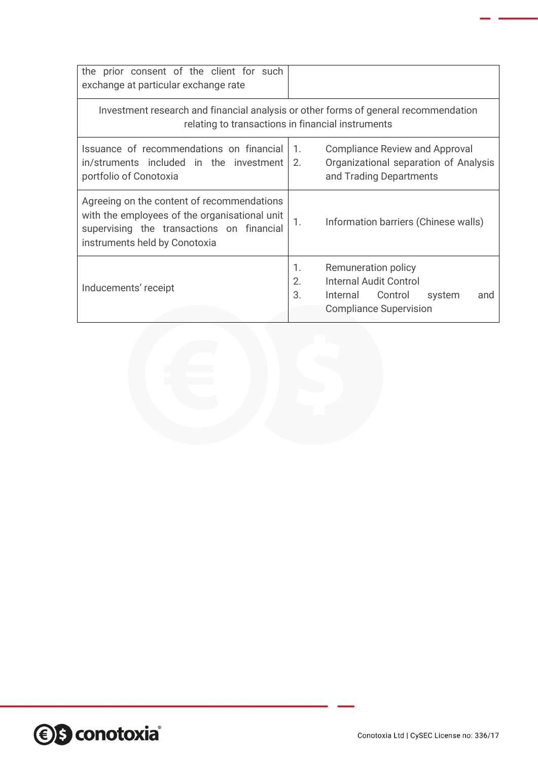| | |
|---|---|
| the prior consent of the client for such exchange at particular exchange rate | |
| Investment research and financial analysis or other forms of general recommendation relating to transactions in financial instruments | |
| Issuance of recommendations on financial in/struments included in the investment portfolio of Conotoxia | 1. Compliance Review and Approval<br>2. Organizational separation of Analysis and Trading Departments |
| Agreeing on the content of recommendations with the employees of the organisational unit supervising the transactions on financial instruments held by Conotoxia | 1. Information barriers (Chinese walls) |
| Inducements' receipt | 1. Remuneration policy<br>2. Internal Audit Control<br>3. Internal Control system and Compliance Supervision |